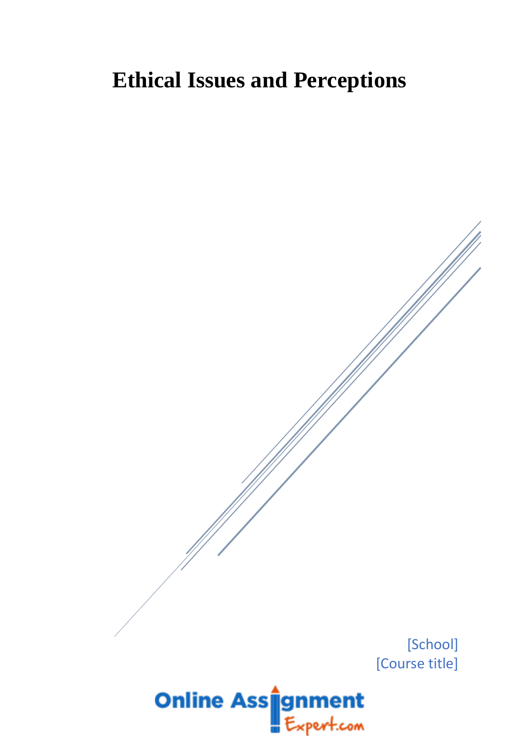# Ethical Issues and Perceptions

[School]
[Course title]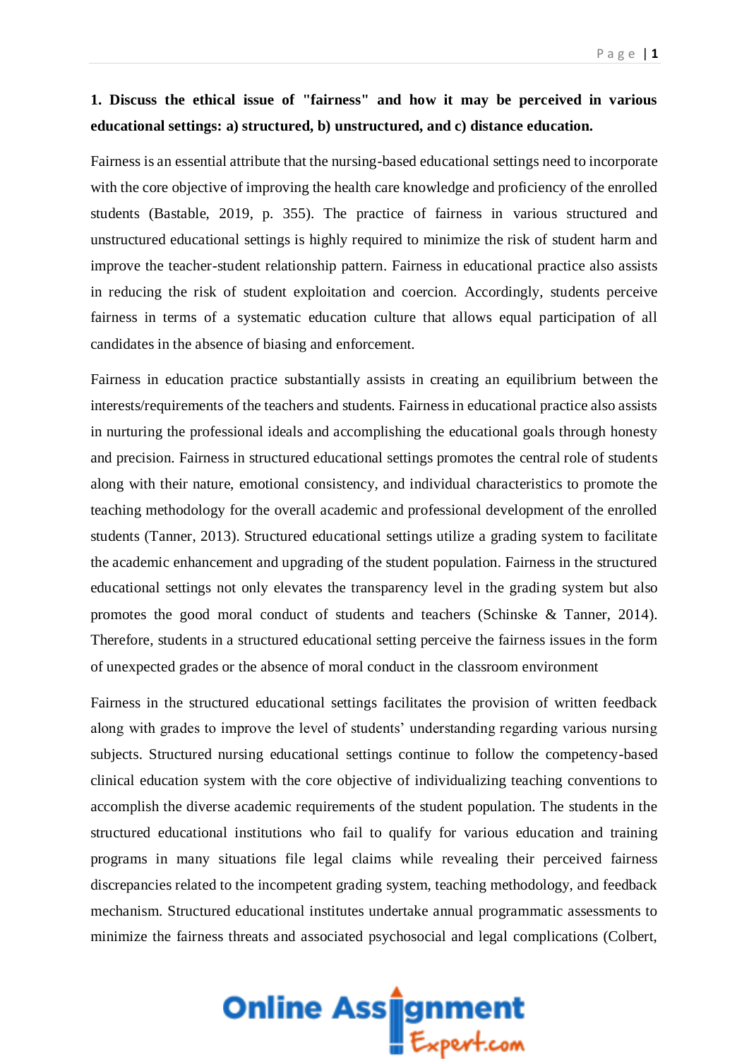**1. Discuss the ethical issue of "fairness" and how it may be perceived in various educational settings: a) structured, b) unstructured, and c) distance education.**

Fairness is an essential attribute that the nursing-based educational settings need to incorporate with the core objective of improving the health care knowledge and proficiency of the enrolled students (Bastable, 2019, p. 355). The practice of fairness in various structured and unstructured educational settings is highly required to minimize the risk of student harm and improve the teacher-student relationship pattern. Fairness in educational practice also assists in reducing the risk of student exploitation and coercion. Accordingly, students perceive fairness in terms of a systematic education culture that allows equal participation of all candidates in the absence of biasing and enforcement.

Fairness in education practice substantially assists in creating an equilibrium between the interests/requirements of the teachers and students. Fairness in educational practice also assists in nurturing the professional ideals and accomplishing the educational goals through honesty and precision. Fairness in structured educational settings promotes the central role of students along with their nature, emotional consistency, and individual characteristics to promote the teaching methodology for the overall academic and professional development of the enrolled students (Tanner, 2013). Structured educational settings utilize a grading system to facilitate the academic enhancement and upgrading of the student population. Fairness in the structured educational settings not only elevates the transparency level in the grading system but also promotes the good moral conduct of students and teachers (Schinske & Tanner, 2014). Therefore, students in a structured educational setting perceive the fairness issues in the form of unexpected grades or the absence of moral conduct in the classroom environment

Fairness in the structured educational settings facilitates the provision of written feedback along with grades to improve the level of students' understanding regarding various nursing subjects. Structured nursing educational settings continue to follow the competency-based clinical education system with the core objective of individualizing teaching conventions to accomplish the diverse academic requirements of the student population. The students in the structured educational institutions who fail to qualify for various education and training programs in many situations file legal claims while revealing their perceived fairness discrepancies related to the incompetent grading system, teaching methodology, and feedback mechanism. Structured educational institutes undertake annual programmatic assessments to minimize the fairness threats and associated psychosocial and legal complications (Colbert,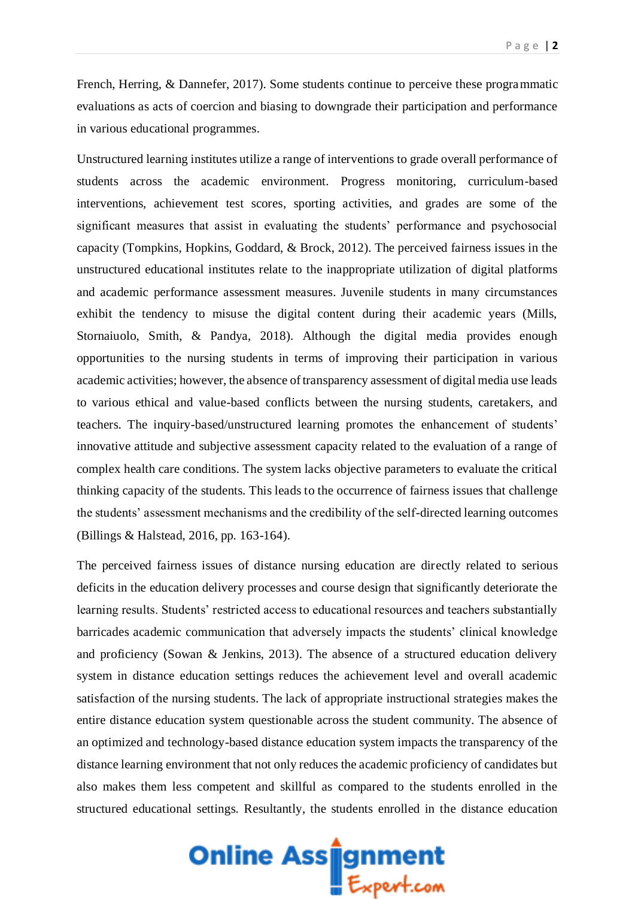French, Herring, & Dannefer, 2017). Some students continue to perceive these programmatic evaluations as acts of coercion and biasing to downgrade their participation and performance in various educational programmes.

Unstructured learning institutes utilize a range of interventions to grade overall performance of students across the academic environment. Progress monitoring, curriculum-based interventions, achievement test scores, sporting activities, and grades are some of the significant measures that assist in evaluating the students' performance and psychosocial capacity (Tompkins, Hopkins, Goddard, & Brock, 2012). The perceived fairness issues in the unstructured educational institutes relate to the inappropriate utilization of digital platforms and academic performance assessment measures. Juvenile students in many circumstances exhibit the tendency to misuse the digital content during their academic years (Mills, Stornaiuolo, Smith, & Pandya, 2018). Although the digital media provides enough opportunities to the nursing students in terms of improving their participation in various academic activities; however, the absence of transparency assessment of digital media use leads to various ethical and value-based conflicts between the nursing students, caretakers, and teachers. The inquiry-based/unstructured learning promotes the enhancement of students' innovative attitude and subjective assessment capacity related to the evaluation of a range of complex health care conditions. The system lacks objective parameters to evaluate the critical thinking capacity of the students. This leads to the occurrence of fairness issues that challenge the students' assessment mechanisms and the credibility of the self-directed learning outcomes (Billings & Halstead, 2016, pp. 163-164).

The perceived fairness issues of distance nursing education are directly related to serious deficits in the education delivery processes and course design that significantly deteriorate the learning results. Students' restricted access to educational resources and teachers substantially barricades academic communication that adversely impacts the students' clinical knowledge and proficiency (Sowan & Jenkins, 2013). The absence of a structured education delivery system in distance education settings reduces the achievement level and overall academic satisfaction of the nursing students. The lack of appropriate instructional strategies makes the entire distance education system questionable across the student community. The absence of an optimized and technology-based distance education system impacts the transparency of the distance learning environment that not only reduces the academic proficiency of candidates but also makes them less competent and skillful as compared to the students enrolled in the structured educational settings. Resultantly, the students enrolled in the distance education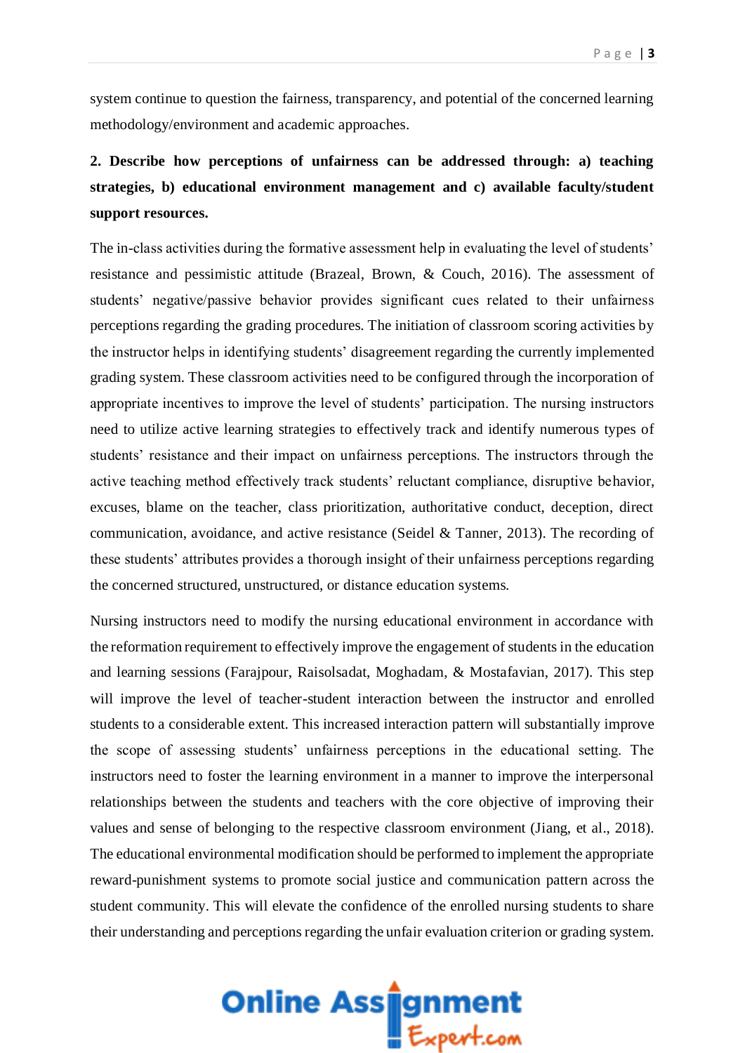system continue to question the fairness, transparency, and potential of the concerned learning methodology/environment and academic approaches.

**2. Describe how perceptions of unfairness can be addressed through: a) teaching strategies, b) educational environment management and c) available faculty/student support resources.**

The in-class activities during the formative assessment help in evaluating the level of students' resistance and pessimistic attitude (Brazeal, Brown, & Couch, 2016). The assessment of students' negative/passive behavior provides significant cues related to their unfairness perceptions regarding the grading procedures. The initiation of classroom scoring activities by the instructor helps in identifying students' disagreement regarding the currently implemented grading system. These classroom activities need to be configured through the incorporation of appropriate incentives to improve the level of students' participation. The nursing instructors need to utilize active learning strategies to effectively track and identify numerous types of students' resistance and their impact on unfairness perceptions. The instructors through the active teaching method effectively track students' reluctant compliance, disruptive behavior, excuses, blame on the teacher, class prioritization, authoritative conduct, deception, direct communication, avoidance, and active resistance (Seidel & Tanner, 2013). The recording of these students' attributes provides a thorough insight of their unfairness perceptions regarding the concerned structured, unstructured, or distance education systems.

Nursing instructors need to modify the nursing educational environment in accordance with the reformation requirement to effectively improve the engagement of students in the education and learning sessions (Farajpour, Raisolsadat, Moghadam, & Mostafavian, 2017). This step will improve the level of teacher-student interaction between the instructor and enrolled students to a considerable extent. This increased interaction pattern will substantially improve the scope of assessing students' unfairness perceptions in the educational setting. The instructors need to foster the learning environment in a manner to improve the interpersonal relationships between the students and teachers with the core objective of improving their values and sense of belonging to the respective classroom environment (Jiang, et al., 2018). The educational environmental modification should be performed to implement the appropriate reward-punishment systems to promote social justice and communication pattern across the student community. This will elevate the confidence of the enrolled nursing students to share their understanding and perceptions regarding the unfair evaluation criterion or grading system.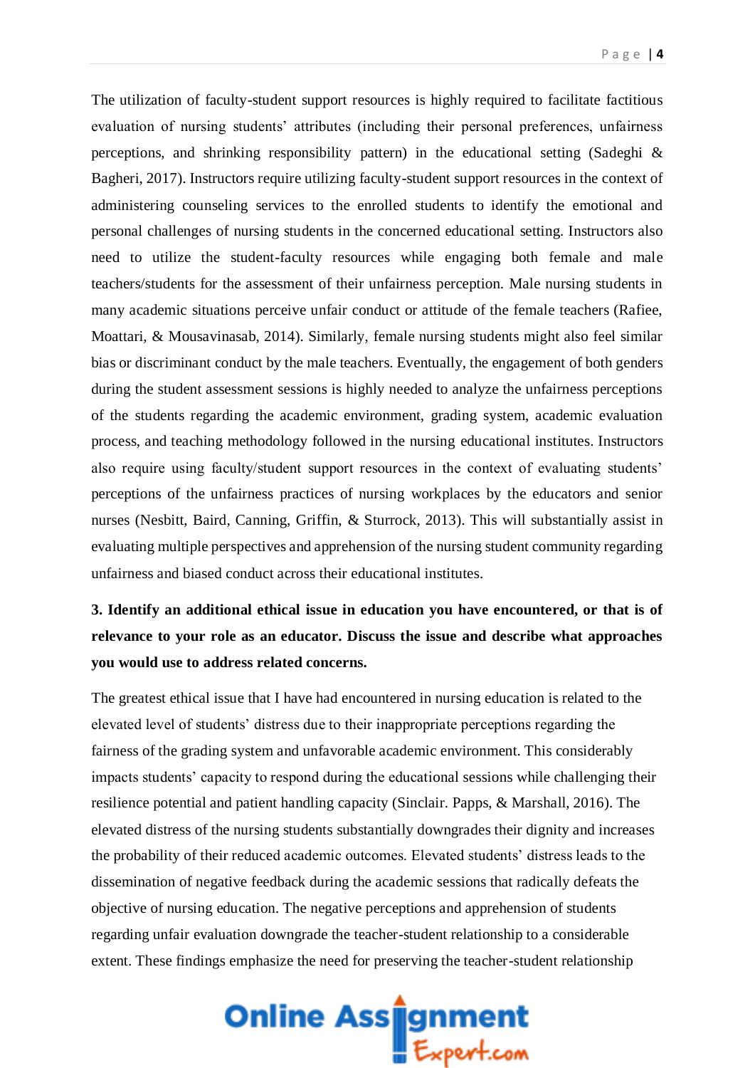The utilization of faculty-student support resources is highly required to facilitate factitious evaluation of nursing students' attributes (including their personal preferences, unfairness perceptions, and shrinking responsibility pattern) in the educational setting (Sadeghi & Bagheri, 2017). Instructors require utilizing faculty-student support resources in the context of administering counseling services to the enrolled students to identify the emotional and personal challenges of nursing students in the concerned educational setting. Instructors also need to utilize the student-faculty resources while engaging both female and male teachers/students for the assessment of their unfairness perception. Male nursing students in many academic situations perceive unfair conduct or attitude of the female teachers (Rafiee, Moattari, & Mousavinasab, 2014). Similarly, female nursing students might also feel similar bias or discriminant conduct by the male teachers. Eventually, the engagement of both genders during the student assessment sessions is highly needed to analyze the unfairness perceptions of the students regarding the academic environment, grading system, academic evaluation process, and teaching methodology followed in the nursing educational institutes. Instructors also require using faculty/student support resources in the context of evaluating students' perceptions of the unfairness practices of nursing workplaces by the educators and senior nurses (Nesbitt, Baird, Canning, Griffin, & Sturrock, 2013). This will substantially assist in evaluating multiple perspectives and apprehension of the nursing student community regarding unfairness and biased conduct across their educational institutes.

**3. Identify an additional ethical issue in education you have encountered, or that is of relevance to your role as an educator. Discuss the issue and describe what approaches you would use to address related concerns.**

The greatest ethical issue that I have had encountered in nursing education is related to the elevated level of students' distress due to their inappropriate perceptions regarding the fairness of the grading system and unfavorable academic environment. This considerably impacts students' capacity to respond during the educational sessions while challenging their resilience potential and patient handling capacity (Sinclair. Papps, & Marshall, 2016). The elevated distress of the nursing students substantially downgrades their dignity and increases the probability of their reduced academic outcomes. Elevated students' distress leads to the dissemination of negative feedback during the academic sessions that radically defeats the objective of nursing education. The negative perceptions and apprehension of students regarding unfair evaluation downgrade the teacher-student relationship to a considerable extent. These findings emphasize the need for preserving the teacher-student relationship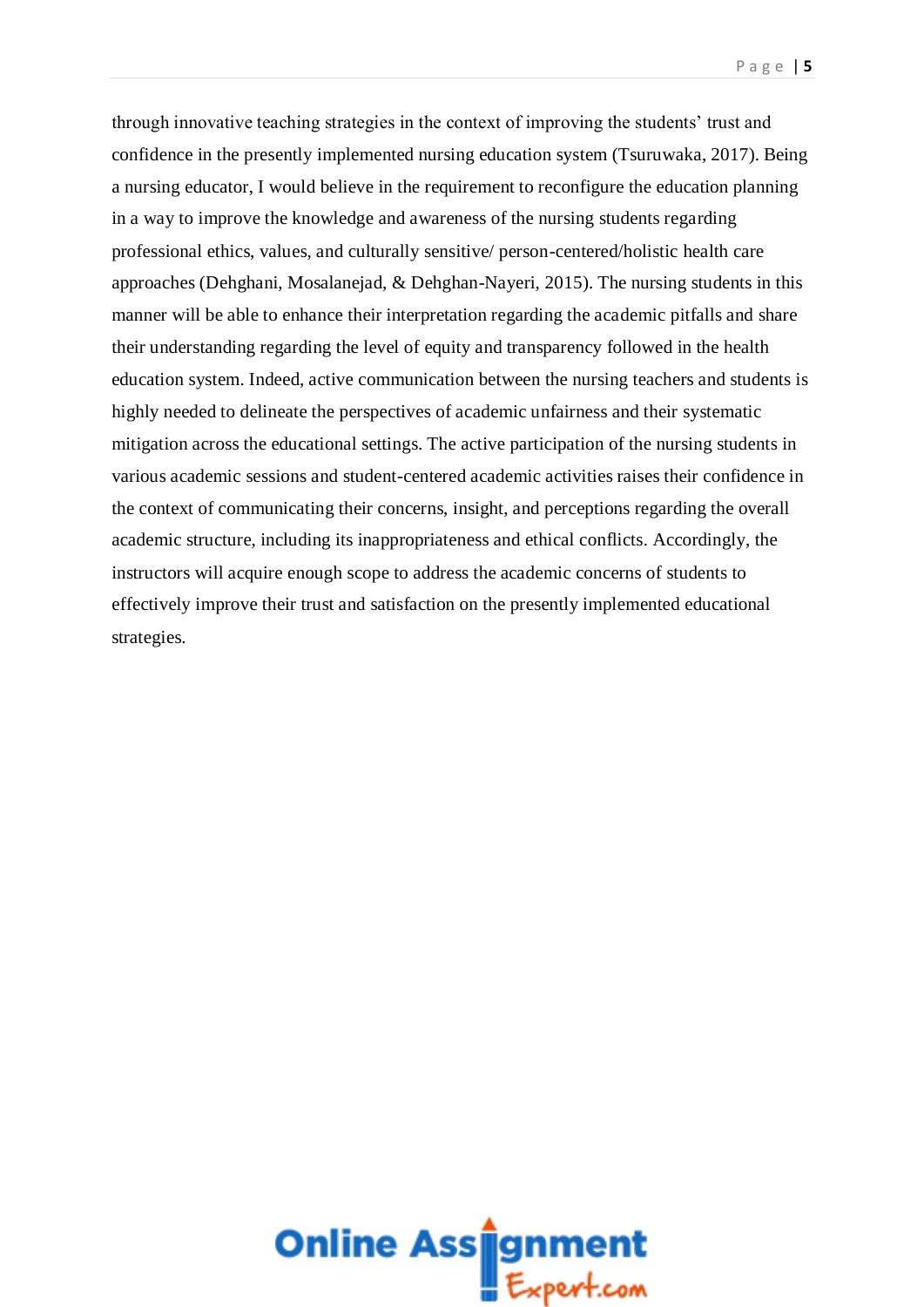through innovative teaching strategies in the context of improving the students' trust and confidence in the presently implemented nursing education system (Tsuruwaka, 2017). Being a nursing educator, I would believe in the requirement to reconfigure the education planning in a way to improve the knowledge and awareness of the nursing students regarding professional ethics, values, and culturally sensitive/ person-centered/holistic health care approaches (Dehghani, Mosalanejad, & Dehghan-Nayeri, 2015). The nursing students in this manner will be able to enhance their interpretation regarding the academic pitfalls and share their understanding regarding the level of equity and transparency followed in the health education system. Indeed, active communication between the nursing teachers and students is highly needed to delineate the perspectives of academic unfairness and their systematic mitigation across the educational settings. The active participation of the nursing students in various academic sessions and student-centered academic activities raises their confidence in the context of communicating their concerns, insight, and perceptions regarding the overall academic structure, including its inappropriateness and ethical conflicts. Accordingly, the instructors will acquire enough scope to address the academic concerns of students to effectively improve their trust and satisfaction on the presently implemented educational strategies.